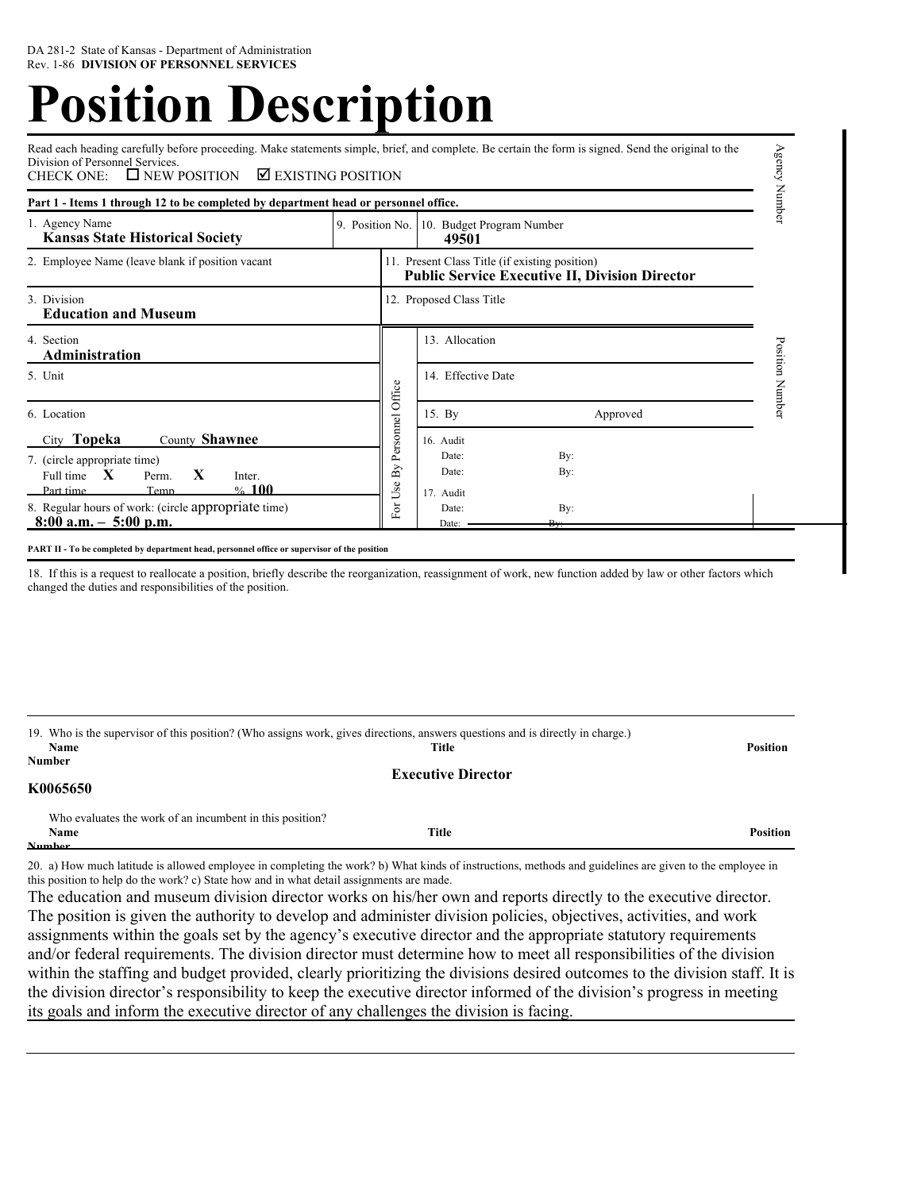DA 281-2 State of Kansas - Department of Administration
Rev. 1-86 **DIVISION OF PERSONNEL SERVICES**

# Position Description

Read each heading carefully before proceeding. Make statements simple, brief, and complete. Be certain the form is signed. Send the original to the Division of Personnel Services.

CHECK ONE: ☐ NEW POSITION ☑ EXISTING POSITION

Agency Number

**Part 1 - Items 1 through 12 to be completed by department head or personnel office.**

| | | |
|---|---|---|
| 1. Agency Name **Kansas State Historical Society** | 9. Position No. | 10. Budget Program Number **49501** |
| 2. Employee Name (leave blank if position vacant) | | 11. Present Class Title (if existing position) **Public Service Executive II, Division Director** |
| 3. Division **Education and Museum** | | 12. Proposed Class Title |

| | | |
|---|---|---|
| 4. Section **Administration** | For Use By Personnel Office | 13. Allocation |
| 5. Unit | | 14. Effective Date |
| 6. Location City **Topeka** County **Shawnee** | | 15. By Approved |
| 7. (circle appropriate time) Full time **X** Perm. **X** Inter. Part time Temp. % **100** | | 16. Audit Date: By: Date: By: |
| 8. Regular hours of work: (circle appropriate time) **8:00 a.m. – 5:00 p.m.** | | 17. Audit Date: By: Date: By: |

Position Number

**PART II - To be completed by department head, personnel office or supervisor of the position**

18. If this is a request to reallocate a position, briefly describe the reorganization, reassignment of work, new function added by law or other factors which changed the duties and responsibilities of the position.

19. Who is the supervisor of this position? (Who assigns work, gives directions, answers questions and is directly in charge.)

| Name | Title | Position Number |
|---|---|---|
| | **Executive Director** | **K0065650** |

Who evaluates the work of an incumbent in this position?

| Name | Title | Position Number |
|---|---|---|
| | | |

20. a) How much latitude is allowed employee in completing the work? b) What kinds of instructions, methods and guidelines are given to the employee in this position to help do the work? c) State how and in what detail assignments are made.

The education and museum division director works on his/her own and reports directly to the executive director. The position is given the authority to develop and administer division policies, objectives, activities, and work assignments within the goals set by the agency's executive director and the appropriate statutory requirements and/or federal requirements. The division director must determine how to meet all responsibilities of the division within the staffing and budget provided, clearly prioritizing the divisions desired outcomes to the division staff. It is the division director's responsibility to keep the executive director informed of the division's progress in meeting its goals and inform the executive director of any challenges the division is facing.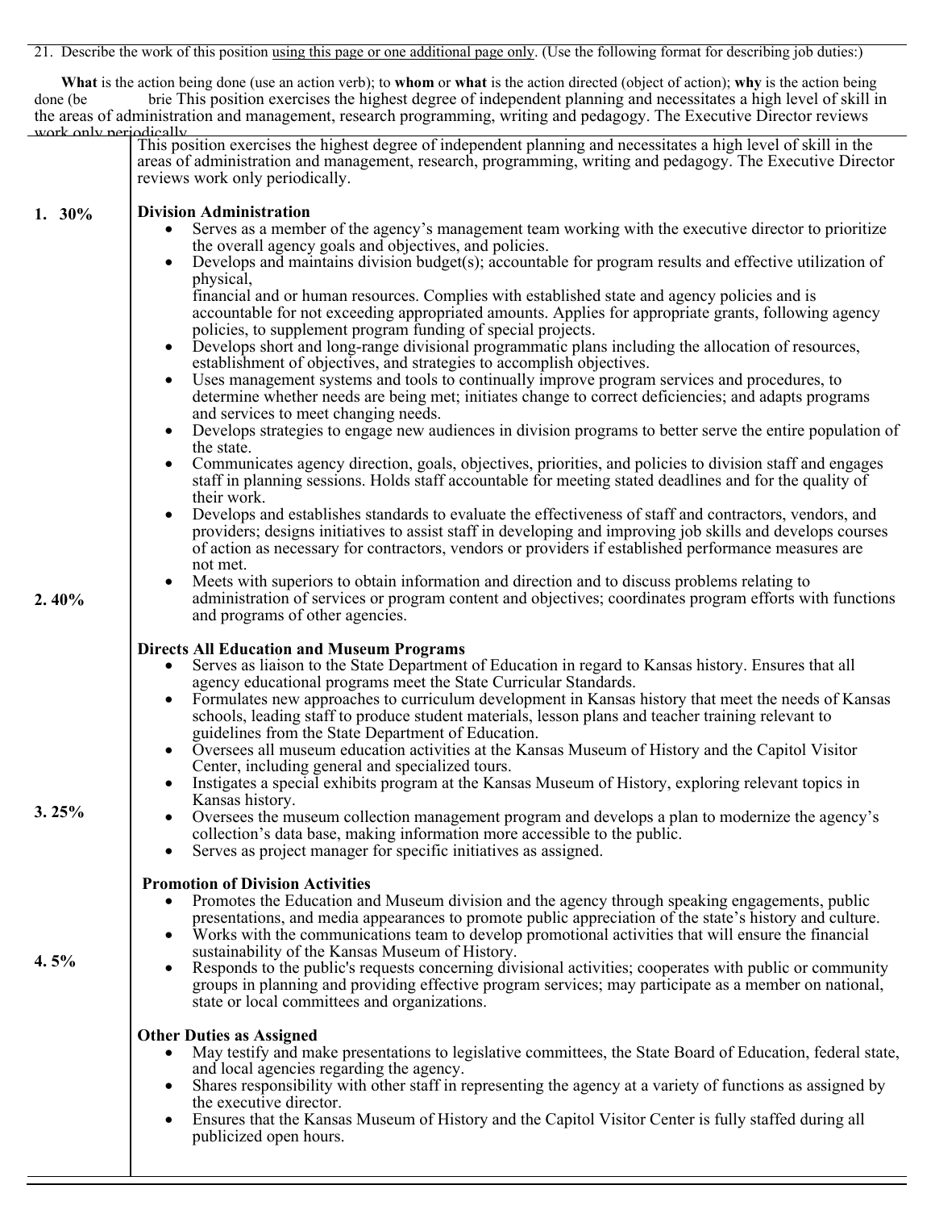21. Describe the work of this position using this page or one additional page only. (Use the following format for describing job duties:)

**What** is the action being done (use an action verb); to **whom** or **what** is the action directed (object of action); **why** is the action being done (be brie This position exercises the highest degree of independent planning and necessitates a high level of skill in the areas of administration and management, research programming, writing and pedagogy. The Executive Director reviews work only periodically.

This position exercises the highest degree of independent planning and necessitates a high level of skill in the areas of administration and management, research, programming, writing and pedagogy. The Executive Director reviews work only periodically.

**1. 30%**

**Division Administration**

- Serves as a member of the agency's management team working with the executive director to prioritize the overall agency goals and objectives, and policies.
- Develops and maintains division budget(s); accountable for program results and effective utilization of physical,
  financial and or human resources. Complies with established state and agency policies and is accountable for not exceeding appropriated amounts. Applies for appropriate grants, following agency policies, to supplement program funding of special projects.
- Develops short and long-range divisional programmatic plans including the allocation of resources, establishment of objectives, and strategies to accomplish objectives.
- Uses management systems and tools to continually improve program services and procedures, to determine whether needs are being met; initiates change to correct deficiencies; and adapts programs and services to meet changing needs.
- Develops strategies to engage new audiences in division programs to better serve the entire population of the state.
- Communicates agency direction, goals, objectives, priorities, and policies to division staff and engages staff in planning sessions. Holds staff accountable for meeting stated deadlines and for the quality of their work.
- Develops and establishes standards to evaluate the effectiveness of staff and contractors, vendors, and providers; designs initiatives to assist staff in developing and improving job skills and develops courses of action as necessary for contractors, vendors or providers if established performance measures are not met.
- Meets with superiors to obtain information and direction and to discuss problems relating to administration of services or program content and objectives; coordinates program efforts with functions and programs of other agencies.

**2. 40%**

**Directs All Education and Museum Programs**

- Serves as liaison to the State Department of Education in regard to Kansas history. Ensures that all agency educational programs meet the State Curricular Standards.
- Formulates new approaches to curriculum development in Kansas history that meet the needs of Kansas schools, leading staff to produce student materials, lesson plans and teacher training relevant to guidelines from the State Department of Education.
- Oversees all museum education activities at the Kansas Museum of History and the Capitol Visitor Center, including general and specialized tours.
- Instigates a special exhibits program at the Kansas Museum of History, exploring relevant topics in Kansas history.
- Oversees the museum collection management program and develops a plan to modernize the agency's collection's data base, making information more accessible to the public.
- Serves as project manager for specific initiatives as assigned.

**3. 25%**

**Promotion of Division Activities**

- Promotes the Education and Museum division and the agency through speaking engagements, public presentations, and media appearances to promote public appreciation of the state's history and culture.
- Works with the communications team to develop promotional activities that will ensure the financial sustainability of the Kansas Museum of History.
- Responds to the public's requests concerning divisional activities; cooperates with public or community groups in planning and providing effective program services; may participate as a member on national, state or local committees and organizations.

**4. 5%**

**Other Duties as Assigned**

- May testify and make presentations to legislative committees, the State Board of Education, federal state, and local agencies regarding the agency.
- Shares responsibility with other staff in representing the agency at a variety of functions as assigned by the executive director.
- Ensures that the Kansas Museum of History and the Capitol Visitor Center is fully staffed during all publicized open hours.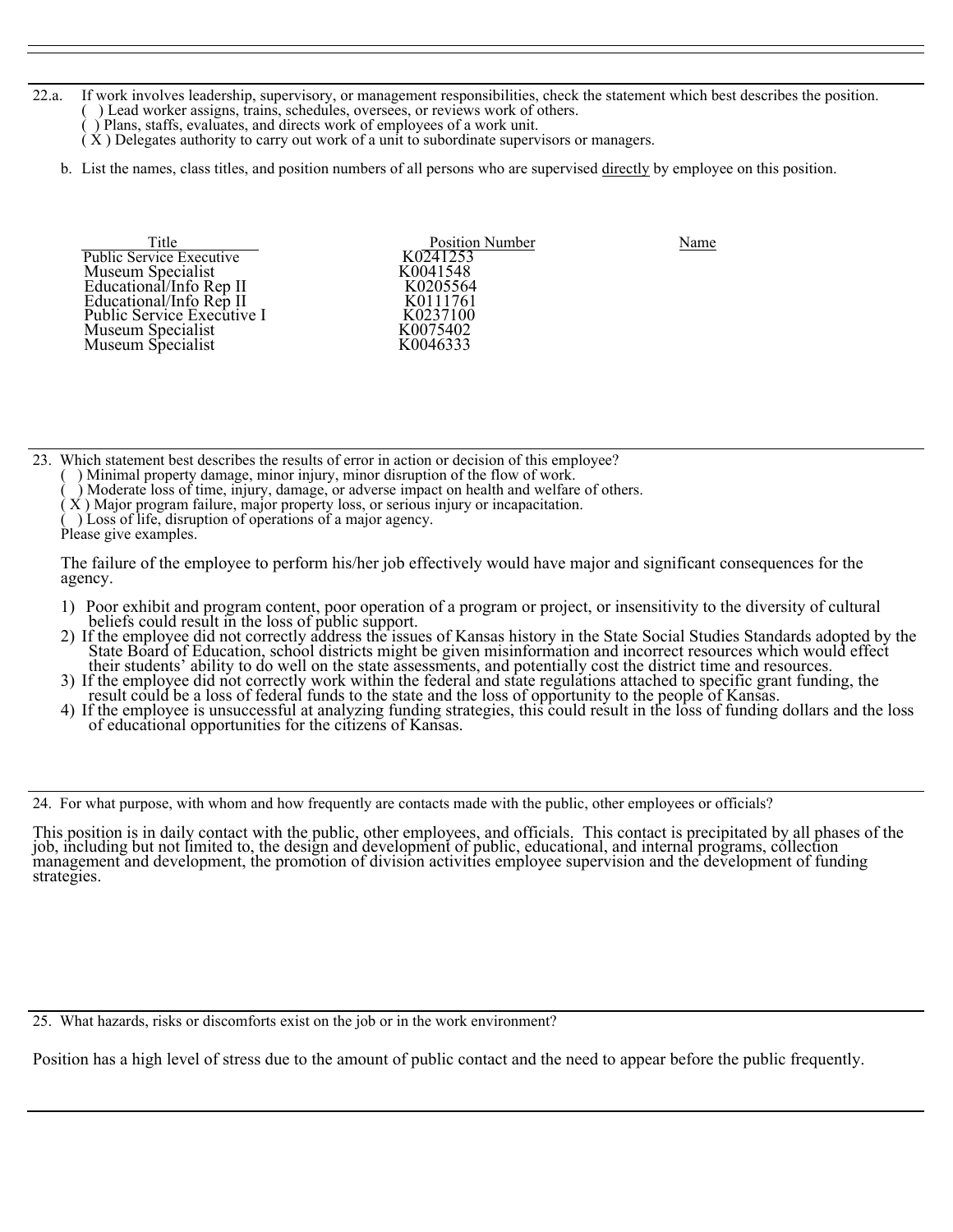22.a. If work involves leadership, supervisory, or management responsibilities, check the statement which best describes the position.

( ) Lead worker assigns, trains, schedules, oversees, or reviews work of others.
( ) Plans, staffs, evaluates, and directs work of employees of a work unit.
( X ) Delegates authority to carry out work of a unit to subordinate supervisors or managers.

b. List the names, class titles, and position numbers of all persons who are supervised directly by employee on this position.

| Title | Position Number | Name |
|---|---|---|
| Public Service Executive | K0241253 | |
| Museum Specialist | K0041548 | |
| Educational/Info Rep II | K0205564 | |
| Educational/Info Rep II | K0111761 | |
| Public Service Executive I | K0237100 | |
| Museum Specialist | K0075402 | |
| Museum Specialist | K0046333 | |

23. Which statement best describes the results of error in action or decision of this employee?

( ) Minimal property damage, minor injury, minor disruption of the flow of work.
( ) Moderate loss of time, injury, damage, or adverse impact on health and welfare of others.
( X ) Major program failure, major property loss, or serious injury or incapacitation.
( ) Loss of life, disruption of operations of a major agency.

Please give examples.

The failure of the employee to perform his/her job effectively would have major and significant consequences for the agency.

1) Poor exhibit and program content, poor operation of a program or project, or insensitivity to the diversity of cultural beliefs could result in the loss of public support.
2) If the employee did not correctly address the issues of Kansas history in the State Social Studies Standards adopted by the State Board of Education, school districts might be given misinformation and incorrect resources which would effect their students' ability to do well on the state assessments, and potentially cost the district time and resources.
3) If the employee did not correctly work within the federal and state regulations attached to specific grant funding, the result could be a loss of federal funds to the state and the loss of opportunity to the people of Kansas.
4) If the employee is unsuccessful at analyzing funding strategies, this could result in the loss of funding dollars and the loss of educational opportunities for the citizens of Kansas.

24. For what purpose, with whom and how frequently are contacts made with the public, other employees or officials?

This position is in daily contact with the public, other employees, and officials. This contact is precipitated by all phases of the job, including but not limited to, the design and development of public, educational, and internal programs, collection management and development, the promotion of division activities employee supervision and the development of funding strategies.

25. What hazards, risks or discomforts exist on the job or in the work environment?

Position has a high level of stress due to the amount of public contact and the need to appear before the public frequently.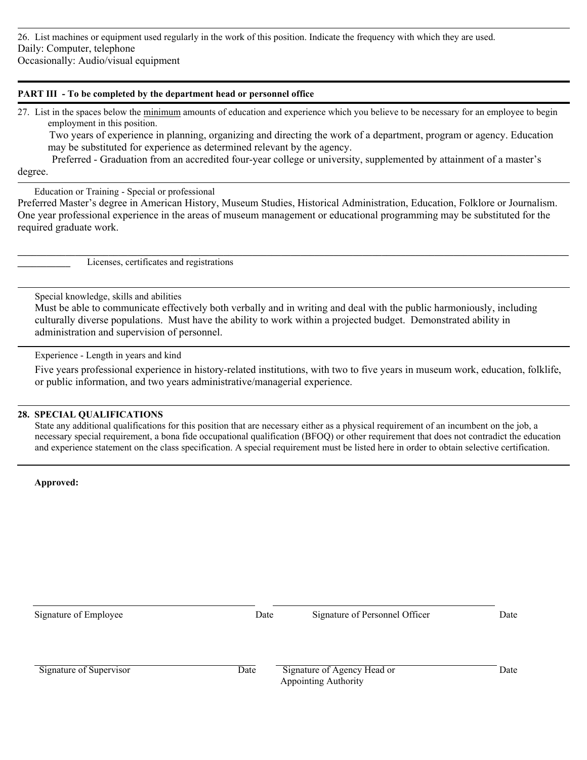26. List machines or equipment used regularly in the work of this position. Indicate the frequency with which they are used.
Daily: Computer, telephone
Occasionally: Audio/visual equipment

**PART III - To be completed by the department head or personnel office**

27. List in the spaces below the minimum amounts of education and experience which you believe to be necessary for an employee to begin employment in this position.

Two years of experience in planning, organizing and directing the work of a department, program or agency. Education may be substituted for experience as determined relevant by the agency.

Preferred - Graduation from an accredited four-year college or university, supplemented by attainment of a master's degree.

Education or Training - Special or professional

Preferred Master's degree in American History, Museum Studies, Historical Administration, Education, Folklore or Journalism. One year professional experience in the areas of museum management or educational programming may be substituted for the required graduate work.

Licenses, certificates and registrations

Special knowledge, skills and abilities

Must be able to communicate effectively both verbally and in writing and deal with the public harmoniously, including culturally diverse populations. Must have the ability to work within a projected budget. Demonstrated ability in administration and supervision of personnel.

Experience - Length in years and kind

Five years professional experience in history-related institutions, with two to five years in museum work, education, folklife, or public information, and two years administrative/managerial experience.

**28. SPECIAL QUALIFICATIONS**

State any additional qualifications for this position that are necessary either as a physical requirement of an incumbent on the job, a necessary special requirement, a bona fide occupational qualification (BFOQ) or other requirement that does not contradict the education and experience statement on the class specification. A special requirement must be listed here in order to obtain selective certification.

**Approved:**

| | | | |
|---|---|---|---|
| Signature of Employee | Date | Signature of Personnel Officer | Date |
| Signature of Supervisor | Date | Signature of Agency Head or Appointing Authority | Date |